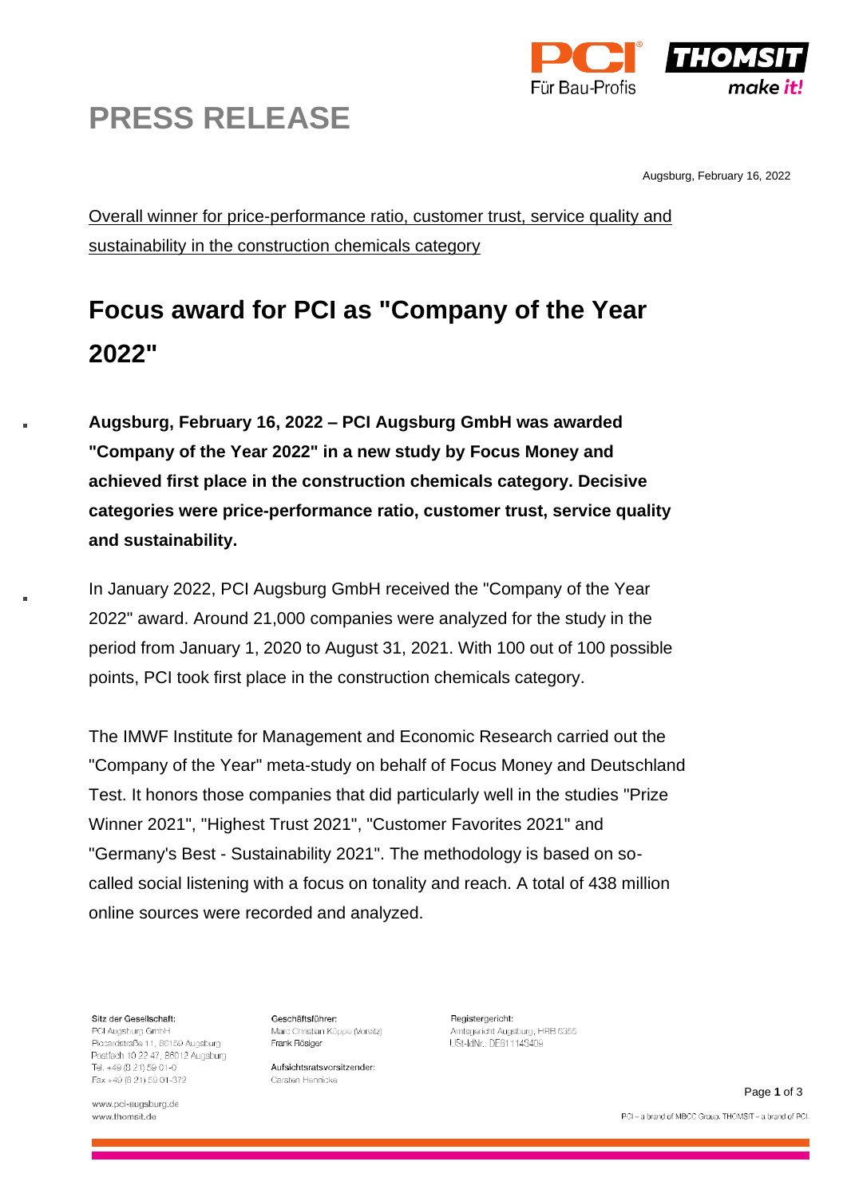# PRESS RELEASE

Augsburg, February 16, 2022

Overall winner for price-performance ratio, customer trust, service quality and sustainability in the construction chemicals category

## Focus award for PCI as "Company of the Year 2022"

**Augsburg, February 16, 2022 – PCI Augsburg GmbH was awarded "Company of the Year 2022" in a new study by Focus Money and achieved first place in the construction chemicals category. Decisive categories were price-performance ratio, customer trust, service quality and sustainability.**

In January 2022, PCI Augsburg GmbH received the "Company of the Year 2022" award. Around 21,000 companies were analyzed for the study in the period from January 1, 2020 to August 31, 2021. With 100 out of 100 possible points, PCI took first place in the construction chemicals category.

The IMWF Institute for Management and Economic Research carried out the "Company of the Year" meta-study on behalf of Focus Money and Deutschland Test. It honors those companies that did particularly well in the studies "Prize Winner 2021", "Highest Trust 2021", "Customer Favorites 2021" and "Germany's Best - Sustainability 2021". The methodology is based on so-called social listening with a focus on tonality and reach. A total of 438 million online sources were recorded and analyzed.

Sitz der Gesellschaft:
PCI Augsburg GmbH
Piccardstraße 11, 86159 Augsburg
Postfach 10 22 47, 86012 Augsburg
Tel. +49 (8 21) 59 01-0
Fax +49 (8 21) 59 01-372

www.pci-augsburg.de
www.thomsit.de

Geschäftsführer:
Marc Christian Köppe (Vorsitz)
Frank Rösiger

Aufsichtsratsvorsitzender:
Carsten Hennicke

Registergericht:
Amtsgericht Augsburg, HRB 6355
USt-IdNr.: DE811149409

PCI – a brand of MBCC Group. THOMSIT – a brand of PCI.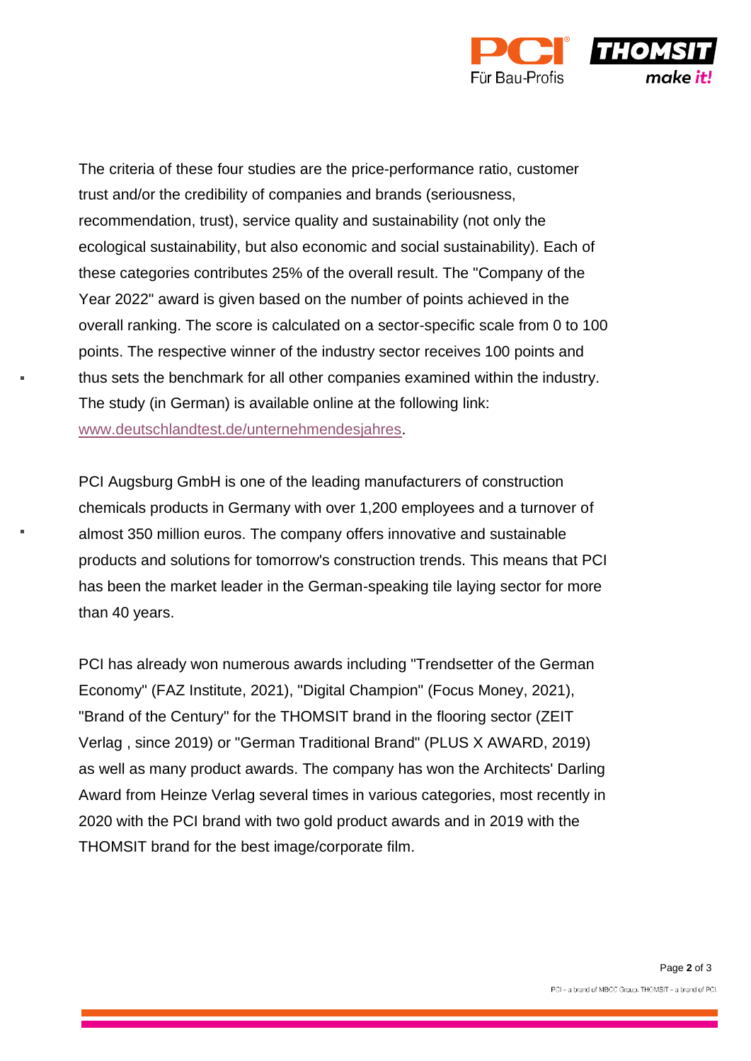The criteria of these four studies are the price-performance ratio, customer trust and/or the credibility of companies and brands (seriousness, recommendation, trust), service quality and sustainability (not only the ecological sustainability, but also economic and social sustainability). Each of these categories contributes 25% of the overall result. The "Company of the Year 2022" award is given based on the number of points achieved in the overall ranking. The score is calculated on a sector-specific scale from 0 to 100 points. The respective winner of the industry sector receives 100 points and thus sets the benchmark for all other companies examined within the industry. The study (in German) is available online at the following link: www.deutschlandtest.de/unternehmendesjahres.

PCI Augsburg GmbH is one of the leading manufacturers of construction chemicals products in Germany with over 1,200 employees and a turnover of almost 350 million euros. The company offers innovative and sustainable products and solutions for tomorrow's construction trends. This means that PCI has been the market leader in the German-speaking tile laying sector for more than 40 years.

PCI has already won numerous awards including "Trendsetter of the German Economy" (FAZ Institute, 2021), "Digital Champion" (Focus Money, 2021), "Brand of the Century" for the THOMSIT brand in the flooring sector (ZEIT Verlag , since 2019) or "German Traditional Brand" (PLUS X AWARD, 2019) as well as many product awards. The company has won the Architects' Darling Award from Heinze Verlag several times in various categories, most recently in 2020 with the PCI brand with two gold product awards and in 2019 with the THOMSIT brand for the best image/corporate film.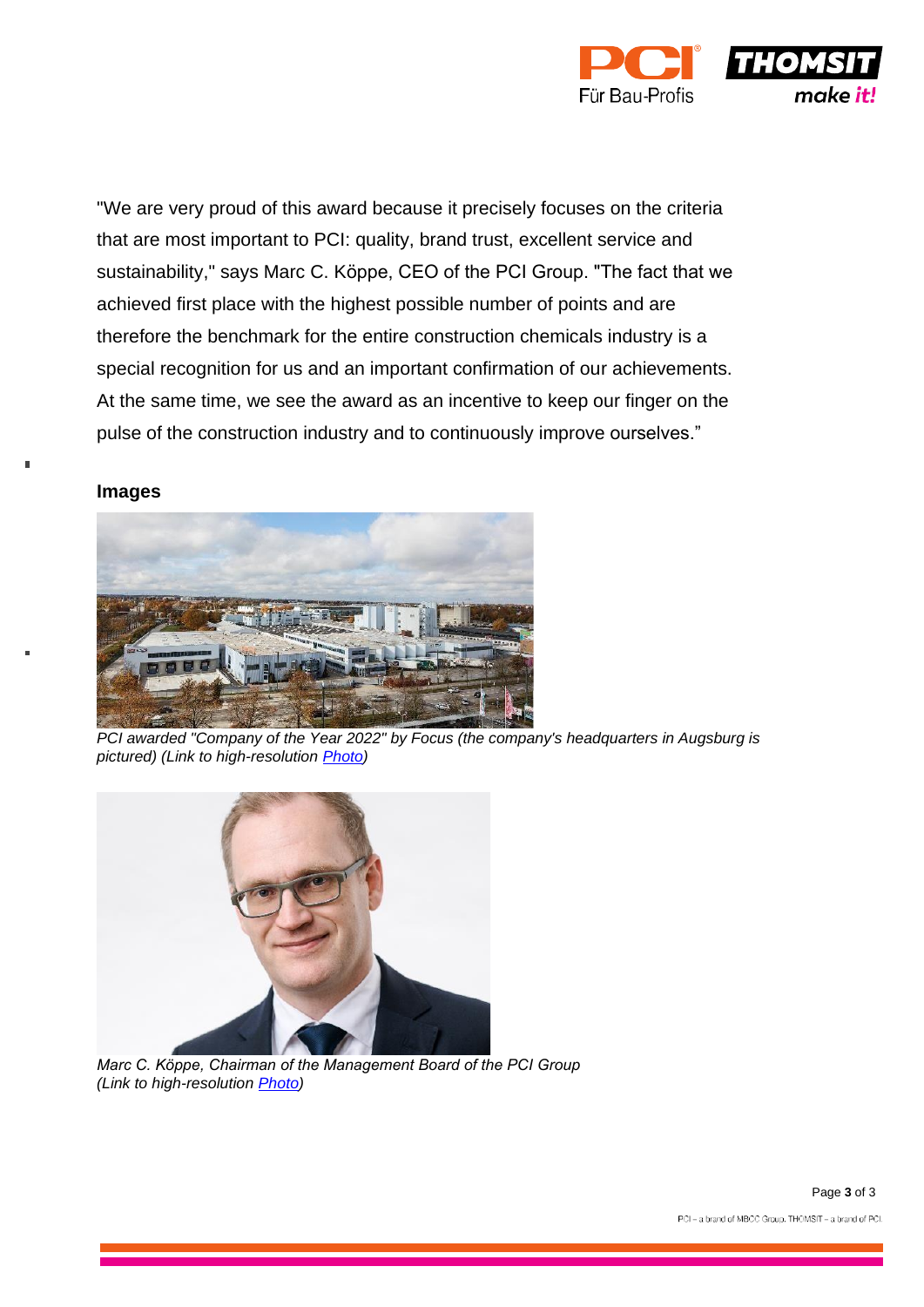"We are very proud of this award because it precisely focuses on the criteria that are most important to PCI: quality, brand trust, excellent service and sustainability," says Marc C. Köppe, CEO of the PCI Group. "The fact that we achieved first place with the highest possible number of points and are therefore the benchmark for the entire construction chemicals industry is a special recognition for us and an important confirmation of our achievements. At the same time, we see the award as an incentive to keep our finger on the pulse of the construction industry and to continuously improve ourselves."

**Images**

*PCI awarded "Company of the Year 2022" by Focus (the company's headquarters in Augsburg is pictured) (Link to high-resolution Photo)*

*Marc C. Köppe, Chairman of the Management Board of the PCI Group (Link to high-resolution Photo)*

PCI – a brand of MBCC Group. THOMSIT – a brand of PCI.